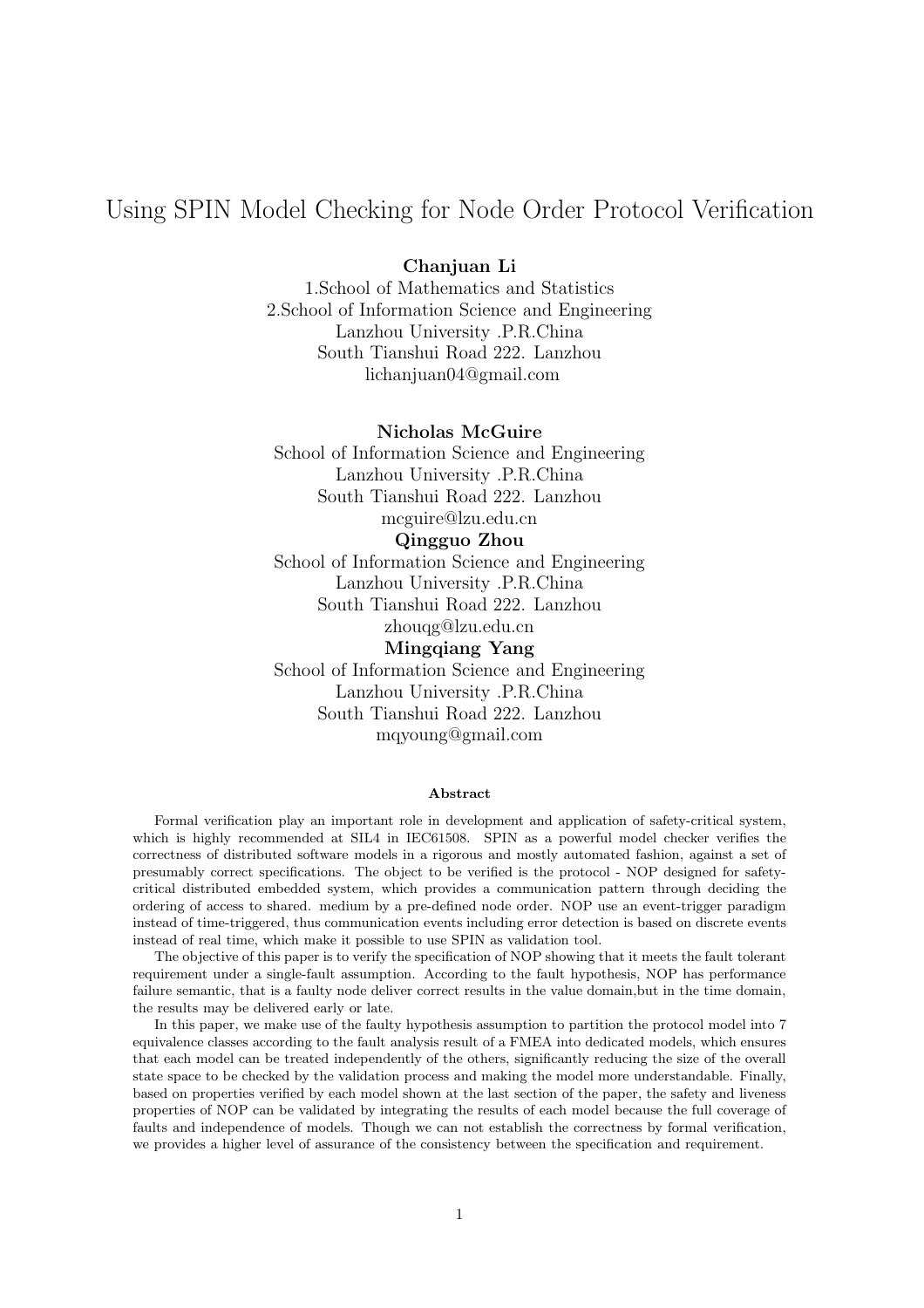# Using SPIN Model Checking for Node Order Protocol Verification

**Chanjuan Li**
1.School of Mathematics and Statistics
2.School of Information Science and Engineering
Lanzhou University .P.R.China
South Tianshui Road 222. Lanzhou
lichanjuan04@gmail.com

**Nicholas McGuire**
School of Information Science and Engineering
Lanzhou University .P.R.China
South Tianshui Road 222. Lanzhou
mcguire@lzu.edu.cn

**Qingguo Zhou**
School of Information Science and Engineering
Lanzhou University .P.R.China
South Tianshui Road 222. Lanzhou
zhouqg@lzu.edu.cn

**Mingqiang Yang**
School of Information Science and Engineering
Lanzhou University .P.R.China
South Tianshui Road 222. Lanzhou
mqyoung@gmail.com

#### Abstract

Formal verification play an important role in development and application of safety-critical system, which is highly recommended at SIL4 in IEC61508. SPIN as a powerful model checker verifies the correctness of distributed software models in a rigorous and mostly automated fashion, against a set of presumably correct specifications. The object to be verified is the protocol - NOP designed for safety-critical distributed embedded system, which provides a communication pattern through deciding the ordering of access to shared. medium by a pre-defined node order. NOP use an event-trigger paradigm instead of time-triggered, thus communication events including error detection is based on discrete events instead of real time, which make it possible to use SPIN as validation tool.

The objective of this paper is to verify the specification of NOP showing that it meets the fault tolerant requirement under a single-fault assumption. According to the fault hypothesis, NOP has performance failure semantic, that is a faulty node deliver correct results in the value domain,but in the time domain, the results may be delivered early or late.

In this paper, we make use of the faulty hypothesis assumption to partition the protocol model into 7 equivalence classes according to the fault analysis result of a FMEA into dedicated models, which ensures that each model can be treated independently of the others, significantly reducing the size of the overall state space to be checked by the validation process and making the model more understandable. Finally, based on properties verified by each model shown at the last section of the paper, the safety and liveness properties of NOP can be validated by integrating the results of each model because the full coverage of faults and independence of models. Though we can not establish the correctness by formal verification, we provides a higher level of assurance of the consistency between the specification and requirement.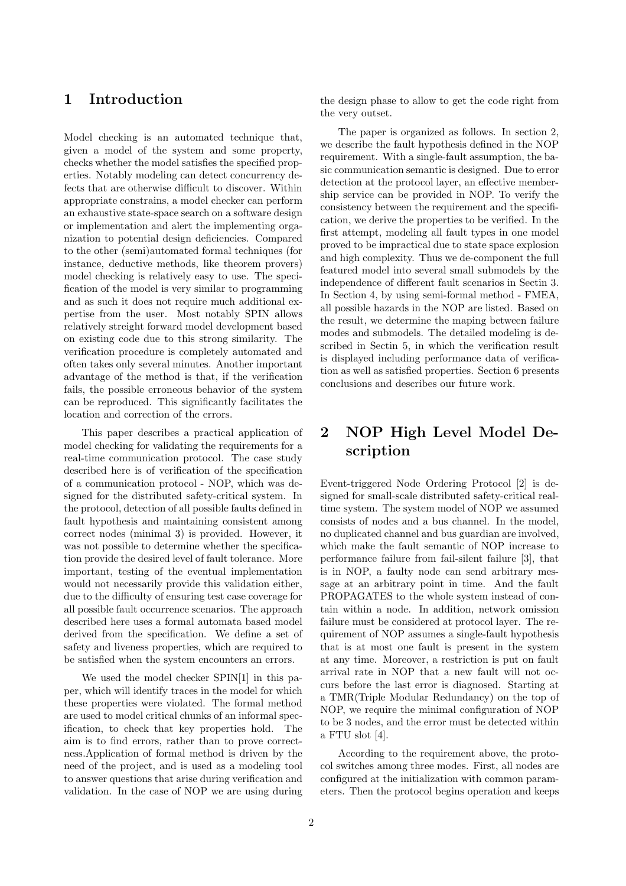# 1 Introduction

Model checking is an automated technique that, given a model of the system and some property, checks whether the model satisfies the specified properties. Notably modeling can detect concurrency defects that are otherwise difficult to discover. Within appropriate constrains, a model checker can perform an exhaustive state-space search on a software design or implementation and alert the implementing organization to potential design deficiencies. Compared to the other (semi)automated formal techniques (for instance, deductive methods, like theorem provers) model checking is relatively easy to use. The specification of the model is very similar to programming and as such it does not require much additional expertise from the user. Most notably SPIN allows relatively streight forward model development based on existing code due to this strong similarity. The verification procedure is completely automated and often takes only several minutes. Another important advantage of the method is that, if the verification fails, the possible erroneous behavior of the system can be reproduced. This significantly facilitates the location and correction of the errors.

This paper describes a practical application of model checking for validating the requirements for a real-time communication protocol. The case study described here is of verification of the specification of a communication protocol - NOP, which was designed for the distributed safety-critical system. In the protocol, detection of all possible faults defined in fault hypothesis and maintaining consistent among correct nodes (minimal 3) is provided. However, it was not possible to determine whether the specification provide the desired level of fault tolerance. More important, testing of the eventual implementation would not necessarily provide this validation either, due to the difficulty of ensuring test case coverage for all possible fault occurrence scenarios. The approach described here uses a formal automata based model derived from the specification. We define a set of safety and liveness properties, which are required to be satisfied when the system encounters an errors.

We used the model checker SPIN[1] in this paper, which will identify traces in the model for which these properties were violated. The formal method are used to model critical chunks of an informal specification, to check that key properties hold. The aim is to find errors, rather than to prove correctness.Application of formal method is driven by the need of the project, and is used as a modeling tool to answer questions that arise during verification and validation. In the case of NOP we are using during the design phase to allow to get the code right from the very outset.

The paper is organized as follows. In section 2, we describe the fault hypothesis defined in the NOP requirement. With a single-fault assumption, the basic communication semantic is designed. Due to error detection at the protocol layer, an effective membership service can be provided in NOP. To verify the consistency between the requirement and the specification, we derive the properties to be verified. In the first attempt, modeling all fault types in one model proved to be impractical due to state space explosion and high complexity. Thus we de-component the full featured model into several small submodels by the independence of different fault scenarios in Sectin 3. In Section 4, by using semi-formal method - FMEA, all possible hazards in the NOP are listed. Based on the result, we determine the maping between failure modes and submodels. The detailed modeling is described in Sectin 5, in which the verification result is displayed including performance data of verification as well as satisfied properties. Section 6 presents conclusions and describes our future work.

# 2 NOP High Level Model Description

Event-triggered Node Ordering Protocol [2] is designed for small-scale distributed safety-critical realtime system. The system model of NOP we assumed consists of nodes and a bus channel. In the model, no duplicated channel and bus guardian are involved, which make the fault semantic of NOP increase to performance failure from fail-silent failure [3], that is in NOP, a faulty node can send arbitrary message at an arbitrary point in time. And the fault PROPAGATES to the whole system instead of contain within a node. In addition, network omission failure must be considered at protocol layer. The requirement of NOP assumes a single-fault hypothesis that is at most one fault is present in the system at any time. Moreover, a restriction is put on fault arrival rate in NOP that a new fault will not occurs before the last error is diagnosed. Starting at a TMR(Triple Modular Redundancy) on the top of NOP, we require the minimal configuration of NOP to be 3 nodes, and the error must be detected within a FTU slot [4].

According to the requirement above, the protocol switches among three modes. First, all nodes are configured at the initialization with common parameters. Then the protocol begins operation and keeps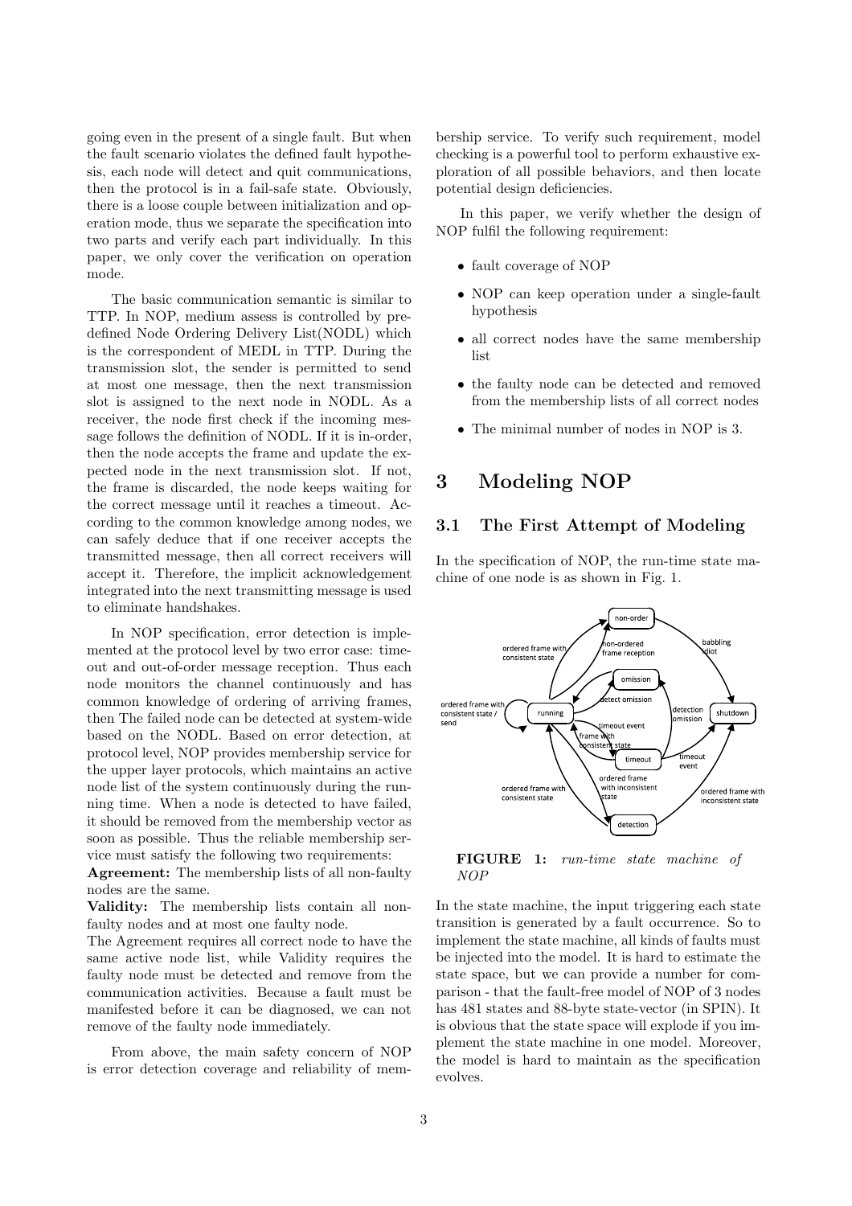going even in the present of a single fault. But when the fault scenario violates the defined fault hypothesis, each node will detect and quit communications, then the protocol is in a fail-safe state. Obviously, there is a loose couple between initialization and operation mode, thus we separate the specification into two parts and verify each part individually. In this paper, we only cover the verification on operation mode.

The basic communication semantic is similar to TTP. In NOP, medium assess is controlled by predefined Node Ordering Delivery List(NODL) which is the correspondent of MEDL in TTP. During the transmission slot, the sender is permitted to send at most one message, then the next transmission slot is assigned to the next node in NODL. As a receiver, the node first check if the incoming message follows the definition of NODL. If it is in-order, then the node accepts the frame and update the expected node in the next transmission slot. If not, the frame is discarded, the node keeps waiting for the correct message until it reaches a timeout. According to the common knowledge among nodes, we can safely deduce that if one receiver accepts the transmitted message, then all correct receivers will accept it. Therefore, the implicit acknowledgement integrated into the next transmitting message is used to eliminate handshakes.

In NOP specification, error detection is implemented at the protocol level by two error case: timeout and out-of-order message reception. Thus each node monitors the channel continuously and has common knowledge of ordering of arriving frames, then The failed node can be detected at system-wide based on the NODL. Based on error detection, at protocol level, NOP provides membership service for the upper layer protocols, which maintains an active node list of the system continuously during the running time. When a node is detected to have failed, it should be removed from the membership vector as soon as possible. Thus the reliable membership service must satisfy the following two requirements:

**Agreement:** The membership lists of all non-faulty nodes are the same.

**Validity:** The membership lists contain all non-faulty nodes and at most one faulty node.

The Agreement requires all correct node to have the same active node list, while Validity requires the faulty node must be detected and remove from the communication activities. Because a fault must be manifested before it can be diagnosed, we can not remove of the faulty node immediately.

From above, the main safety concern of NOP is error detection coverage and reliability of membership service. To verify such requirement, model checking is a powerful tool to perform exhaustive exploration of all possible behaviors, and then locate potential design deficiencies.

In this paper, we verify whether the design of NOP fulfil the following requirement:

- fault coverage of NOP
- NOP can keep operation under a single-fault hypothesis
- all correct nodes have the same membership list
- the faulty node can be detected and removed from the membership lists of all correct nodes
- The minimal number of nodes in NOP is 3.

# 3 Modeling NOP

## 3.1 The First Attempt of Modeling

In the specification of NOP, the run-time state machine of one node is as shown in Fig. 1.

**FIGURE 1:** *run-time state machine of NOP*

In the state machine, the input triggering each state transition is generated by a fault occurrence. So to implement the state machine, all kinds of faults must be injected into the model. It is hard to estimate the state space, but we can provide a number for comparison - that the fault-free model of NOP of 3 nodes has 481 states and 88-byte state-vector (in SPIN). It is obvious that the state space will explode if you implement the state machine in one model. Moreover, the model is hard to maintain as the specification evolves.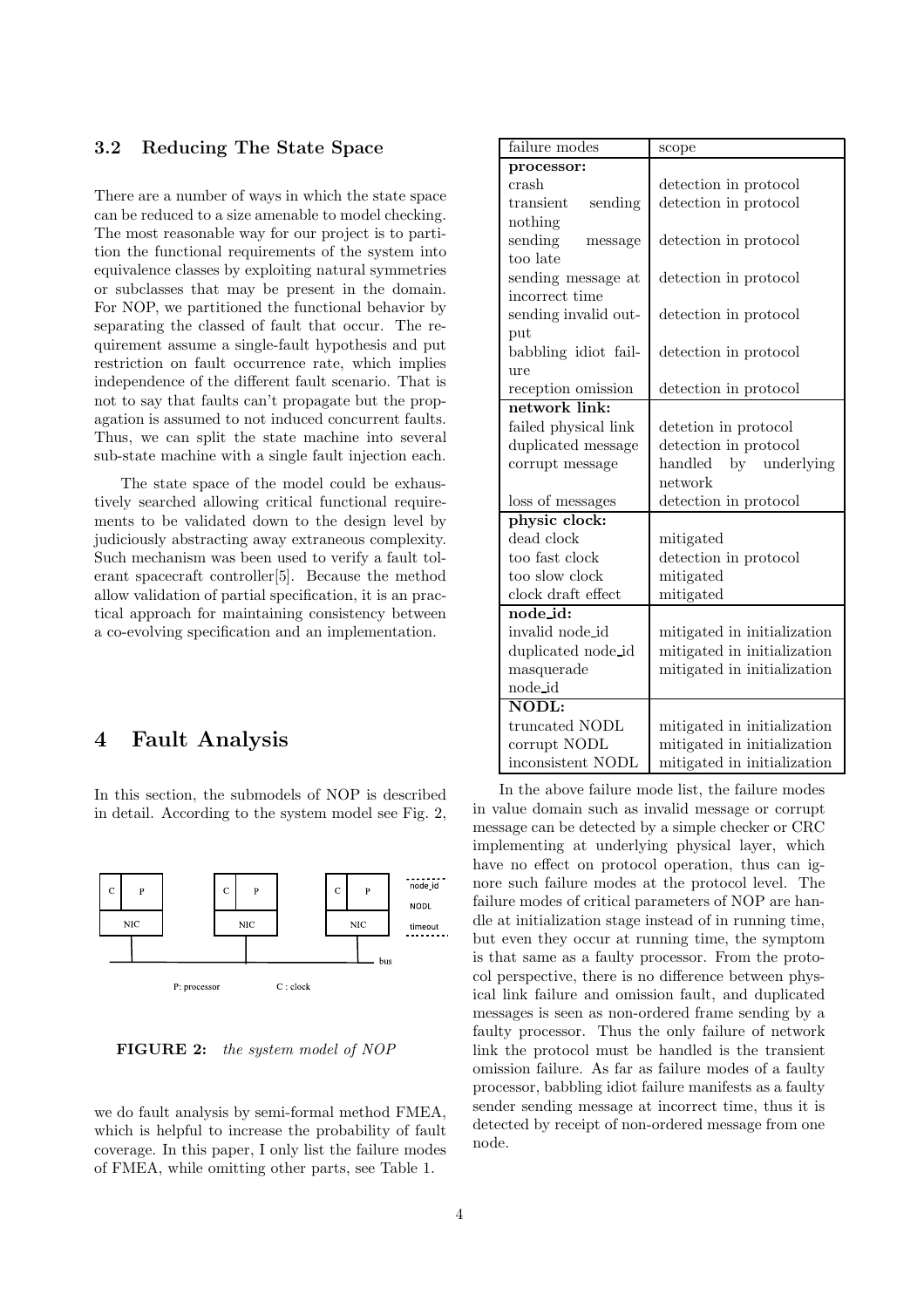### 3.2 Reducing The State Space

There are a number of ways in which the state space can be reduced to a size amenable to model checking. The most reasonable way for our project is to partition the functional requirements of the system into equivalence classes by exploiting natural symmetries or subclasses that may be present in the domain. For NOP, we partitioned the functional behavior by separating the classed of fault that occur. The requirement assume a single-fault hypothesis and put restriction on fault occurrence rate, which implies independence of the different fault scenario. That is not to say that faults can't propagate but the propagation is assumed to not induced concurrent faults. Thus, we can split the state machine into several sub-state machine with a single fault injection each.

The state space of the model could be exhaustively searched allowing critical functional requirements to be validated down to the design level by judiciously abstracting away extraneous complexity. Such mechanism was been used to verify a fault tolerant spacecraft controller[5]. Because the method allow validation of partial specification, it is an practical approach for maintaining consistency between a co-evolving specification and an implementation.

## 4 Fault Analysis

In this section, the submodels of NOP is described in detail. According to the system model see Fig. 2,

**FIGURE 2:** *the system model of NOP*

we do fault analysis by semi-formal method FMEA, which is helpful to increase the probability of fault coverage. In this paper, I only list the failure modes of FMEA, while omitting other parts, see Table 1.

| failure modes | scope |
|---|---|
| **processor:** | |
| crash | detection in protocol |
| transient sending nothing | detection in protocol |
| sending message too late | detection in protocol |
| sending message at incorrect time | detection in protocol |
| sending invalid output | detection in protocol |
| babbling idiot failure | detection in protocol |
| reception omission | detection in protocol |
| **network link:** | |
| failed physical link | detetion in protocol |
| duplicated message | detection in protocol |
| corrupt message | handled by underlying network |
| loss of messages | detection in protocol |
| **physic clock:** | |
| dead clock | mitigated |
| too fast clock | detection in protocol |
| too slow clock | mitigated |
| clock draft effect | mitigated |
| **node_id:** | |
| invalid node_id | mitigated in initialization |
| duplicated node_id | mitigated in initialization |
| masquerade node_id | mitigated in initialization |
| **NODL:** | |
| truncated NODL | mitigated in initialization |
| corrupt NODL | mitigated in initialization |
| inconsistent NODL | mitigated in initialization |

In the above failure mode list, the failure modes in value domain such as invalid message or corrupt message can be detected by a simple checker or CRC implementing at underlying physical layer, which have no effect on protocol operation, thus can ignore such failure modes at the protocol level. The failure modes of critical parameters of NOP are handle at initialization stage instead of in running time, but even they occur at running time, the symptom is that same as a faulty processor. From the protocol perspective, there is no difference between physical link failure and omission fault, and duplicated messages is seen as non-ordered frame sending by a faulty processor. Thus the only failure of network link the protocol must be handled is the transient omission failure. As far as failure modes of a faulty processor, babbling idiot failure manifests as a faulty sender sending message at incorrect time, thus it is detected by receipt of non-ordered message from one node.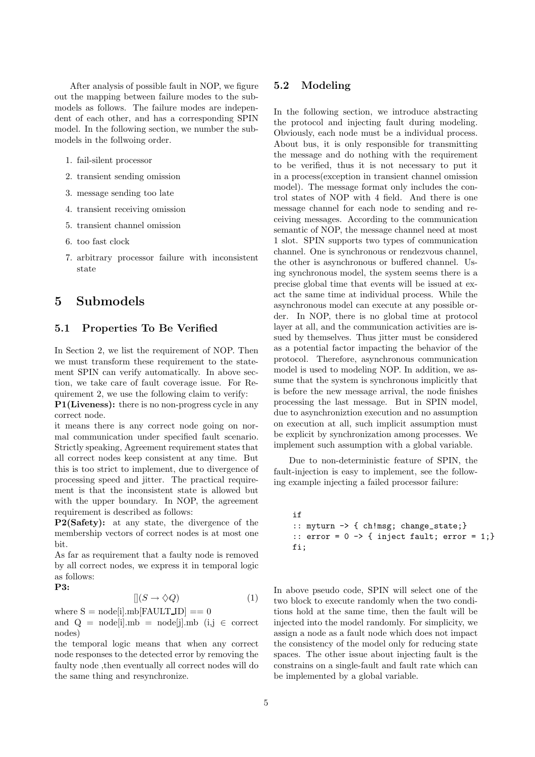After analysis of possible fault in NOP, we figure out the mapping between failure modes to the submodels as follows. The failure modes are independent of each other, and has a corresponding SPIN model. In the following section, we number the submodels in the follwoing order.

1. fail-silent processor
2. transient sending omission
3. message sending too late
4. transient receiving omission
5. transient channel omission
6. too fast clock
7. arbitrary processor failure with inconsistent state

# 5 Submodels

## 5.1 Properties To Be Verified

In Section 2, we list the requirement of NOP. Then we must transform these requirement to the statement SPIN can verify automatically. In above section, we take care of fault coverage issue. For Requirement 2, we use the following claim to verify:

**P1(Liveness):** there is no non-progress cycle in any correct node.

it means there is any correct node going on normal communication under specified fault scenario. Strictly speaking, Agreement requirement states that all correct nodes keep consistent at any time. But this is too strict to implement, due to divergence of processing speed and jitter. The practical requirement is that the inconsistent state is allowed but with the upper boundary. In NOP, the agreement requirement is described as follows:

**P2(Safety):** at any state, the divergence of the membership vectors of correct nodes is at most one bit.

As far as requirement that a faulty node is removed by all correct nodes, we express it in temporal logic as follows:

**P3:**

$$[](S \rightarrow \Diamond Q) \tag{1}$$

where S = node[i].mb[FAULT_ID] == 0

and Q = node[i].mb = node[j].mb (i,j $\in$ correct nodes)

the temporal logic means that when any correct node responses to the detected error by removing the faulty node ,then eventually all correct nodes will do the same thing and resynchronize.

## 5.2 Modeling

In the following section, we introduce abstracting the protocol and injecting fault during modeling. Obviously, each node must be a individual process. About bus, it is only responsible for transmitting the message and do nothing with the requirement to be verified, thus it is not necessary to put it in a process(exception in transient channel omission model). The message format only includes the control states of NOP with 4 field. And there is one message channel for each node to sending and receiving messages. According to the communication semantic of NOP, the message channel need at most 1 slot. SPIN supports two types of communication channel. One is synchronous or rendezvous channel, the other is asynchronous or buffered channel. Using synchronous model, the system seems there is a precise global time that events will be issued at exact the same time at individual process. While the asynchronous model can execute at any possible order. In NOP, there is no global time at protocol layer at all, and the communication activities are issued by themselves. Thus jitter must be considered as a potential factor impacting the behavior of the protocol. Therefore, asynchronous communication model is used to modeling NOP. In addition, we assume that the system is synchronous implicitly that is before the new message arrival, the node finishes processing the last message. But in SPIN model, due to asynchroniztion execution and no assumption on execution at all, such implicit assumption must be explicit by synchronization among processes. We implement such assumption with a global variable.

Due to non-deterministic feature of SPIN, the fault-injection is easy to implement, see the following example injecting a failed processor failure:

```
if
:: myturn -> { ch!msg; change_state;}
:: error = 0 -> { inject fault; error = 1;}
fi;
```

In above pseudo code, SPIN will select one of the two block to execute randomly when the two conditions hold at the same time, then the fault will be injected into the model randomly. For simplicity, we assign a node as a fault node which does not impact the consistency of the model only for reducing state spaces. The other issue about injecting fault is the constrains on a single-fault and fault rate which can be implemented by a global variable.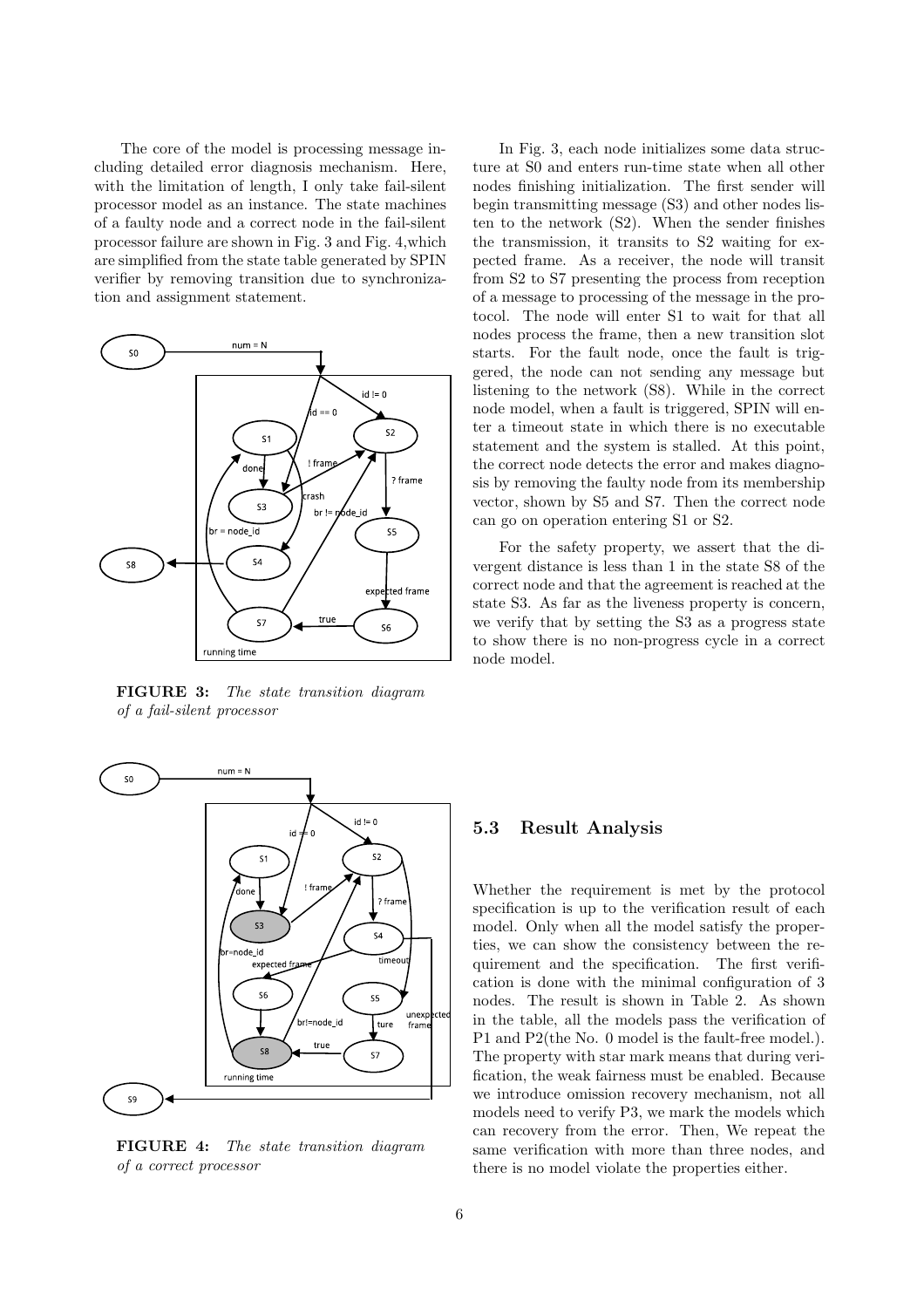The core of the model is processing message including detailed error diagnosis mechanism. Here, with the limitation of length, I only take fail-silent processor model as an instance. The state machines of a faulty node and a correct node in the fail-silent processor failure are shown in Fig. 3 and Fig. 4,which are simplified from the state table generated by SPIN verifier by removing transition due to synchronization and assignment statement.

**FIGURE 3:** *The state transition diagram of a fail-silent processor*

**FIGURE 4:** *The state transition diagram of a correct processor*

In Fig. 3, each node initializes some data structure at S0 and enters run-time state when all other nodes finishing initialization. The first sender will begin transmitting message (S3) and other nodes listen to the network (S2). When the sender finishes the transmission, it transits to S2 waiting for expected frame. As a receiver, the node will transit from S2 to S7 presenting the process from reception of a message to processing of the message in the protocol. The node will enter S1 to wait for that all nodes process the frame, then a new transition slot starts. For the fault node, once the fault is triggered, the node can not sending any message but listening to the network (S8). While in the correct node model, when a fault is triggered, SPIN will enter a timeout state in which there is no executable statement and the system is stalled. At this point, the correct node detects the error and makes diagnosis by removing the faulty node from its membership vector, shown by S5 and S7. Then the correct node can go on operation entering S1 or S2.

For the safety property, we assert that the divergent distance is less than 1 in the state S8 of the correct node and that the agreement is reached at the state S3. As far as the liveness property is concern, we verify that by setting the S3 as a progress state to show there is no non-progress cycle in a correct node model.

## 5.3 Result Analysis

Whether the requirement is met by the protocol specification is up to the verification result of each model. Only when all the model satisfy the properties, we can show the consistency between the requirement and the specification. The first verification is done with the minimal configuration of 3 nodes. The result is shown in Table 2. As shown in the table, all the models pass the verification of P1 and P2(the No. 0 model is the fault-free model.). The property with star mark means that during verification, the weak fairness must be enabled. Because we introduce omission recovery mechanism, not all models need to verify P3, we mark the models which can recovery from the error. Then, We repeat the same verification with more than three nodes, and there is no model violate the properties either.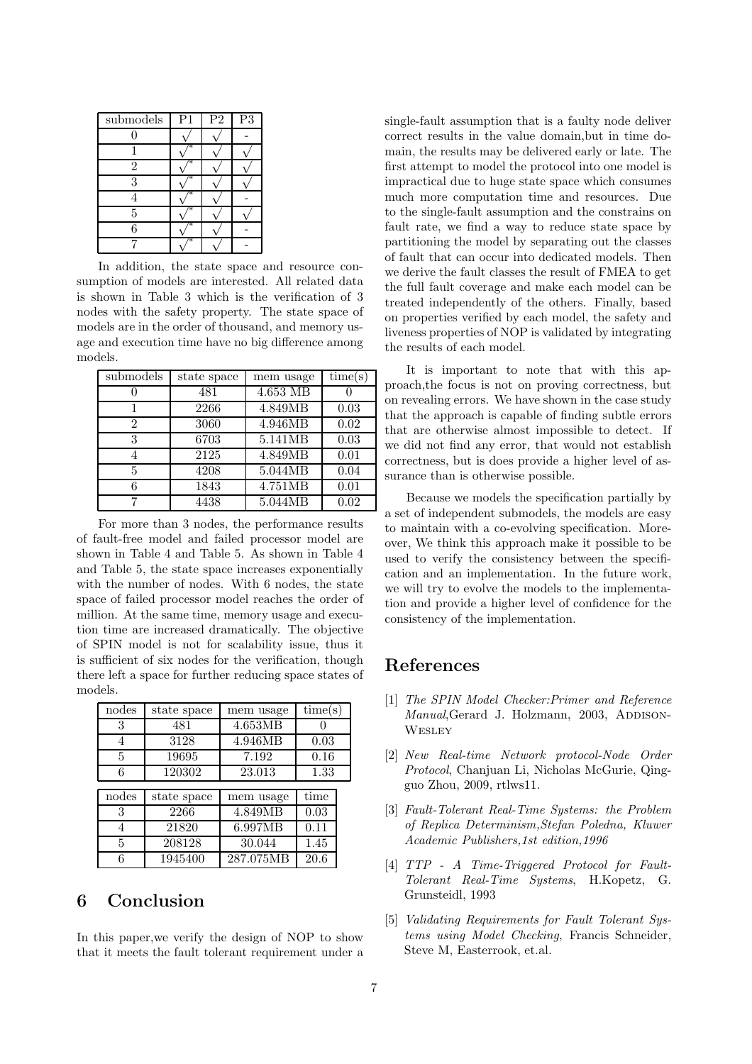| submodels | P1 | P2 | P3 |
|---|---|---|---|
| 0 | $\surd$ | $\surd$ | - |
| 1 | $\surd^*$ | $\surd$ | $\surd$ |
| 2 | $\surd^*$ | $\surd$ | $\surd$ |
| 3 | $\surd^*$ | $\surd$ | $\surd$ |
| 4 | $\surd^*$ | $\surd$ | - |
| 5 | $\surd^*$ | $\surd$ | $\surd$ |
| 6 | $\surd^*$ | $\surd$ | - |
| 7 | $\surd^*$ | $\surd$ | - |

In addition, the state space and resource consumption of models are interested. All related data is shown in Table 3 which is the verification of 3 nodes with the safety property. The state space of models are in the order of thousand, and memory usage and execution time have no big difference among models.

| submodels | state space | mem usage | time(s) |
|---|---|---|---|
| 0 | 481 | 4.653 MB | 0 |
| 1 | 2266 | 4.849MB | 0.03 |
| 2 | 3060 | 4.946MB | 0.02 |
| 3 | 6703 | 5.141MB | 0.03 |
| 4 | 2125 | 4.849MB | 0.01 |
| 5 | 4208 | 5.044MB | 0.04 |
| 6 | 1843 | 4.751MB | 0.01 |
| 7 | 4438 | 5.044MB | 0.02 |

For more than 3 nodes, the performance results of fault-free model and failed processor model are shown in Table 4 and Table 5. As shown in Table 4 and Table 5, the state space increases exponentially with the number of nodes. With 6 nodes, the state space of failed processor model reaches the order of million. At the same time, memory usage and execution time are increased dramatically. The objective of SPIN model is not for scalability issue, thus it is sufficient of six nodes for the verification, though there left a space for further reducing space states of models.

| nodes | state space | mem usage | time(s) |
|---|---|---|---|
| 3 | 481 | 4.653MB | 0 |
| 4 | 3128 | 4.946MB | 0.03 |
| 5 | 19695 | 7.192 | 0.16 |
| 6 | 120302 | 23.013 | 1.33 |

| nodes | state space | mem usage | time |
|---|---|---|---|
| 3 | 2266 | 4.849MB | 0.03 |
| 4 | 21820 | 6.997MB | 0.11 |
| 5 | 208128 | 30.044 | 1.45 |
| 6 | 1945400 | 287.075MB | 20.6 |

## 6 Conclusion

In this paper,we verify the design of NOP to show that it meets the fault tolerant requirement under a single-fault assumption that is a faulty node deliver correct results in the value domain,but in time domain, the results may be delivered early or late. The first attempt to model the protocol into one model is impractical due to huge state space which consumes much more computation time and resources. Due to the single-fault assumption and the constrains on fault rate, we find a way to reduce state space by partitioning the model by separating out the classes of fault that can occur into dedicated models. Then we derive the fault classes the result of FMEA to get the full fault coverage and make each model can be treated independently of the others. Finally, based on properties verified by each model, the safety and liveness properties of NOP is validated by integrating the results of each model.

It is important to note that with this approach,the focus is not on proving correctness, but on revealing errors. We have shown in the case study that the approach is capable of finding subtle errors that are otherwise almost impossible to detect. If we did not find any error, that would not establish correctness, but is does provide a higher level of assurance than is otherwise possible.

Because we models the specification partially by a set of independent submodels, the models are easy to maintain with a co-evolving specification. Moreover, We think this approach make it possible to be used to verify the consistency between the specification and an implementation. In the future work, we will try to evolve the models to the implementation and provide a higher level of confidence for the consistency of the implementation.

# References

[1] *The SPIN Model Checker:Primer and Reference Manual*,Gerard J. Holzmann, 2003, Addison-Wesley

[2] *New Real-time Network protocol-Node Order Protocol*, Chanjuan Li, Nicholas McGurie, Qingguo Zhou, 2009, rtlws11.

[3] *Fault-Tolerant Real-Time Systems: the Problem of Replica Determinism,Stefan Poledna, Kluwer Academic Publishers,1st edition,1996*

[4] *TTP - A Time-Triggered Protocol for Fault-Tolerant Real-Time Systems*, H.Kopetz, G. Grunsteidl, 1993

[5] *Validating Requirements for Fault Tolerant Systems using Model Checking*, Francis Schneider, Steve M, Easterrook, et.al.